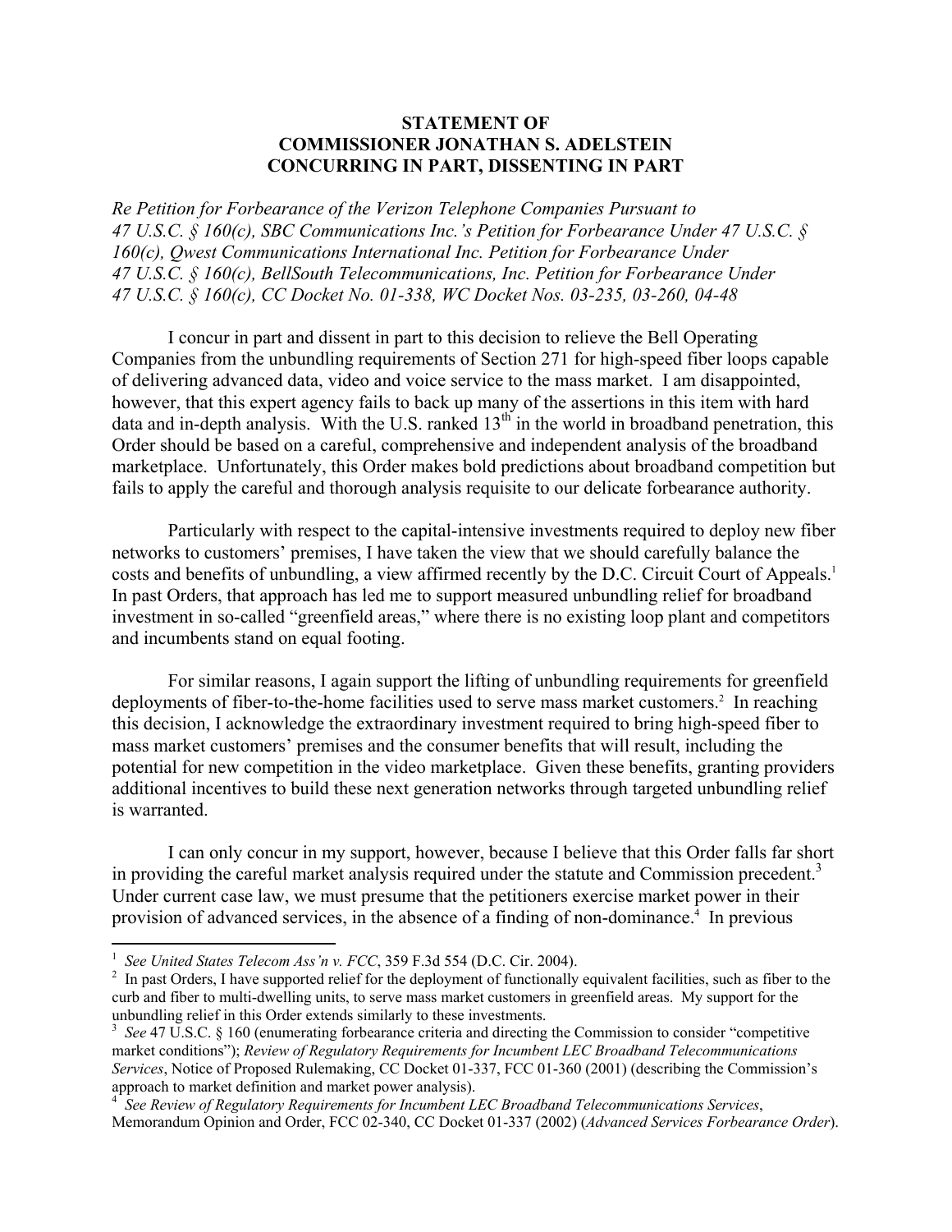**STATEMENT OF**
**COMMISSIONER JONATHAN S. ADELSTEIN**
**CONCURRING IN PART, DISSENTING IN PART**

*Re Petition for Forbearance of the Verizon Telephone Companies Pursuant to 47 U.S.C. § 160(c), SBC Communications Inc.'s Petition for Forbearance Under 47 U.S.C. § 160(c), Qwest Communications International Inc. Petition for Forbearance Under 47 U.S.C. § 160(c), BellSouth Telecommunications, Inc. Petition for Forbearance Under 47 U.S.C. § 160(c), CC Docket No. 01-338, WC Docket Nos. 03-235, 03-260, 04-48*

I concur in part and dissent in part to this decision to relieve the Bell Operating Companies from the unbundling requirements of Section 271 for high-speed fiber loops capable of delivering advanced data, video and voice service to the mass market. I am disappointed, however, that this expert agency fails to back up many of the assertions in this item with hard data and in-depth analysis. With the U.S. ranked 13th in the world in broadband penetration, this Order should be based on a careful, comprehensive and independent analysis of the broadband marketplace. Unfortunately, this Order makes bold predictions about broadband competition but fails to apply the careful and thorough analysis requisite to our delicate forbearance authority.

Particularly with respect to the capital-intensive investments required to deploy new fiber networks to customers' premises, I have taken the view that we should carefully balance the costs and benefits of unbundling, a view affirmed recently by the D.C. Circuit Court of Appeals.[1] In past Orders, that approach has led me to support measured unbundling relief for broadband investment in so-called "greenfield areas," where there is no existing loop plant and competitors and incumbents stand on equal footing.

For similar reasons, I again support the lifting of unbundling requirements for greenfield deployments of fiber-to-the-home facilities used to serve mass market customers.[2] In reaching this decision, I acknowledge the extraordinary investment required to bring high-speed fiber to mass market customers' premises and the consumer benefits that will result, including the potential for new competition in the video marketplace. Given these benefits, granting providers additional incentives to build these next generation networks through targeted unbundling relief is warranted.

I can only concur in my support, however, because I believe that this Order falls far short in providing the careful market analysis required under the statute and Commission precedent.[3] Under current case law, we must presume that the petitioners exercise market power in their provision of advanced services, in the absence of a finding of non-dominance.[4] In previous

---

[1] *See United States Telecom Ass'n v. FCC*, 359 F.3d 554 (D.C. Cir. 2004).

[2] In past Orders, I have supported relief for the deployment of functionally equivalent facilities, such as fiber to the curb and fiber to multi-dwelling units, to serve mass market customers in greenfield areas. My support for the unbundling relief in this Order extends similarly to these investments.

[3] *See* 47 U.S.C. § 160 (enumerating forbearance criteria and directing the Commission to consider "competitive market conditions"); *Review of Regulatory Requirements for Incumbent LEC Broadband Telecommunications Services*, Notice of Proposed Rulemaking, CC Docket 01-337, FCC 01-360 (2001) (describing the Commission's approach to market definition and market power analysis).

[4] *See Review of Regulatory Requirements for Incumbent LEC Broadband Telecommunications Services*, Memorandum Opinion and Order, FCC 02-340, CC Docket 01-337 (2002) (*Advanced Services Forbearance Order*).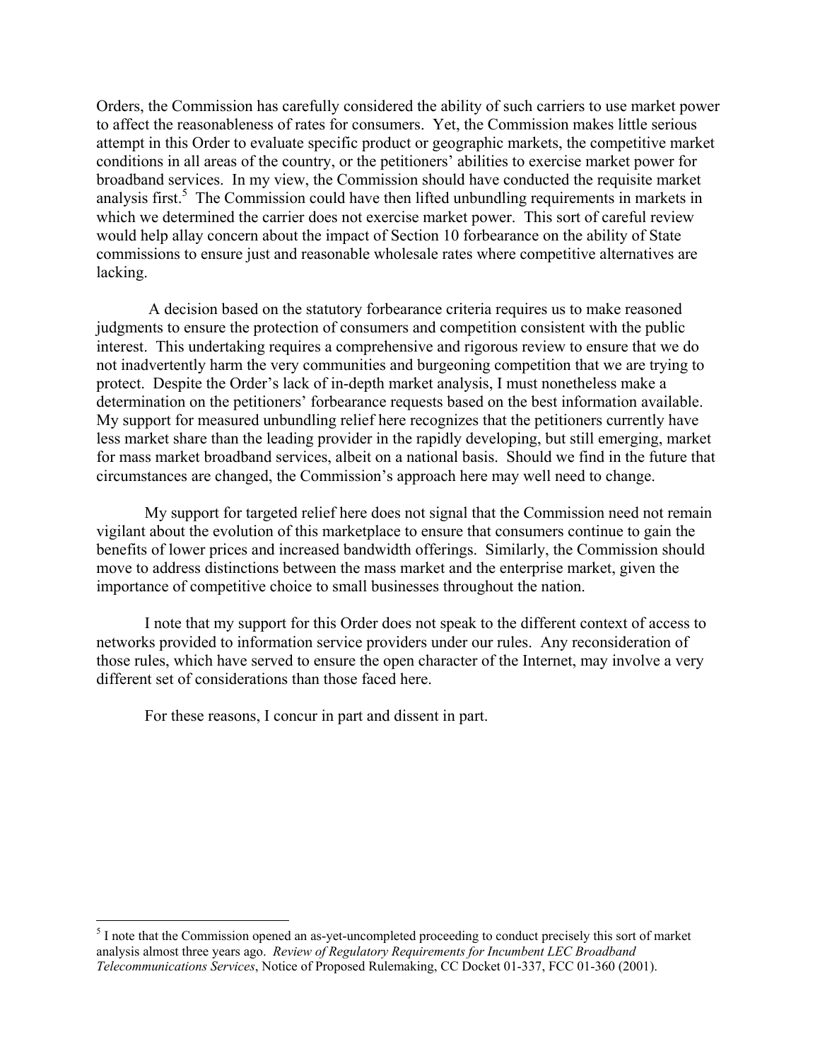Orders, the Commission has carefully considered the ability of such carriers to use market power to affect the reasonableness of rates for consumers. Yet, the Commission makes little serious attempt in this Order to evaluate specific product or geographic markets, the competitive market conditions in all areas of the country, or the petitioners' abilities to exercise market power for broadband services. In my view, the Commission should have conducted the requisite market analysis first.[5] The Commission could have then lifted unbundling requirements in markets in which we determined the carrier does not exercise market power. This sort of careful review would help allay concern about the impact of Section 10 forbearance on the ability of State commissions to ensure just and reasonable wholesale rates where competitive alternatives are lacking.

A decision based on the statutory forbearance criteria requires us to make reasoned judgments to ensure the protection of consumers and competition consistent with the public interest. This undertaking requires a comprehensive and rigorous review to ensure that we do not inadvertently harm the very communities and burgeoning competition that we are trying to protect. Despite the Order's lack of in-depth market analysis, I must nonetheless make a determination on the petitioners' forbearance requests based on the best information available. My support for measured unbundling relief here recognizes that the petitioners currently have less market share than the leading provider in the rapidly developing, but still emerging, market for mass market broadband services, albeit on a national basis. Should we find in the future that circumstances are changed, the Commission's approach here may well need to change.

My support for targeted relief here does not signal that the Commission need not remain vigilant about the evolution of this marketplace to ensure that consumers continue to gain the benefits of lower prices and increased bandwidth offerings. Similarly, the Commission should move to address distinctions between the mass market and the enterprise market, given the importance of competitive choice to small businesses throughout the nation.

I note that my support for this Order does not speak to the different context of access to networks provided to information service providers under our rules. Any reconsideration of those rules, which have served to ensure the open character of the Internet, may involve a very different set of considerations than those faced here.

For these reasons, I concur in part and dissent in part.

---

[5] I note that the Commission opened an as-yet-uncompleted proceeding to conduct precisely this sort of market analysis almost three years ago. *Review of Regulatory Requirements for Incumbent LEC Broadband Telecommunications Services*, Notice of Proposed Rulemaking, CC Docket 01-337, FCC 01-360 (2001).